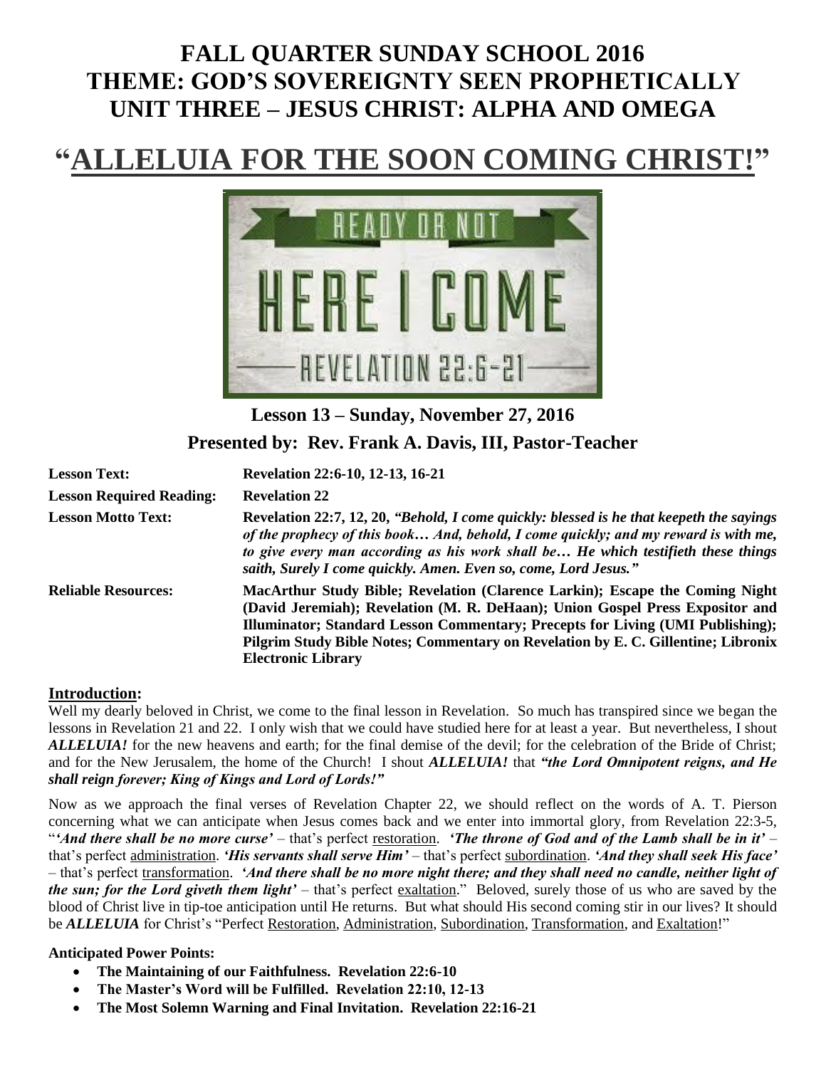# FALL QUARTER SUNDAY SCHOOL 2016
# THEME: GOD'S SOVEREIGNTY SEEN PROPHETICALLY
# UNIT THREE – JESUS CHRIST: ALPHA AND OMEGA

# "ALLELUIA FOR THE SOON COMING CHRIST!"

READY OR NOT

HERE I COME

REVELATION 22:6-21

**Lesson 13 – Sunday, November 27, 2016**

**Presented by: Rev. Frank A. Davis, III, Pastor-Teacher**

| | |
|---|---|
| **Lesson Text:** | **Revelation 22:6-10, 12-13, 16-21** |
| **Lesson Required Reading:** | **Revelation 22** |
| **Lesson Motto Text:** | **Revelation 22:7, 12, 20, *"Behold, I come quickly: blessed is he that keepeth the sayings of the prophecy of this book… And, behold, I come quickly; and my reward is with me, to give every man according as his work shall be… He which testifieth these things saith, Surely I come quickly. Amen. Even so, come, Lord Jesus."*** |
| **Reliable Resources:** | **MacArthur Study Bible; Revelation (Clarence Larkin); Escape the Coming Night (David Jeremiah); Revelation (M. R. DeHaan); Union Gospel Press Expositor and Illuminator; Standard Lesson Commentary; Precepts for Living (UMI Publishing); Pilgrim Study Bible Notes; Commentary on Revelation by E. C. Gillentine; Libronix Electronic Library** |

## Introduction:

Well my dearly beloved in Christ, we come to the final lesson in Revelation. So much has transpired since we began the lessons in Revelation 21 and 22. I only wish that we could have studied here for at least a year. But nevertheless, I shout ***ALLELUIA!*** for the new heavens and earth; for the final demise of the devil; for the celebration of the Bride of Christ; and for the New Jerusalem, the home of the Church! I shout ***ALLELUIA!*** that ***"the Lord Omnipotent reigns, and He shall reign forever; King of Kings and Lord of Lords!"***

Now as we approach the final verses of Revelation Chapter 22, we should reflect on the words of A. T. Pierson concerning what we can anticipate when Jesus comes back and we enter into immortal glory, from Revelation 22:3-5, "***'And there shall be no more curse'*** – that's perfect restoration. ***'The throne of God and of the Lamb shall be in it'*** – that's perfect administration. ***'His servants shall serve Him'*** – that's perfect subordination. ***'And they shall seek His face'*** – that's perfect transformation. ***'And there shall be no more night there; and they shall need no candle, neither light of the sun; for the Lord giveth them light'*** – that's perfect exaltation." Beloved, surely those of us who are saved by the blood of Christ live in tip-toe anticipation until He returns. But what should His second coming stir in our lives? It should be ***ALLELUIA*** for Christ's "Perfect Restoration, Administration, Subordination, Transformation, and Exaltation!"

**Anticipated Power Points:**

- **The Maintaining of our Faithfulness. Revelation 22:6-10**
- **The Master's Word will be Fulfilled. Revelation 22:10, 12-13**
- **The Most Solemn Warning and Final Invitation. Revelation 22:16-21**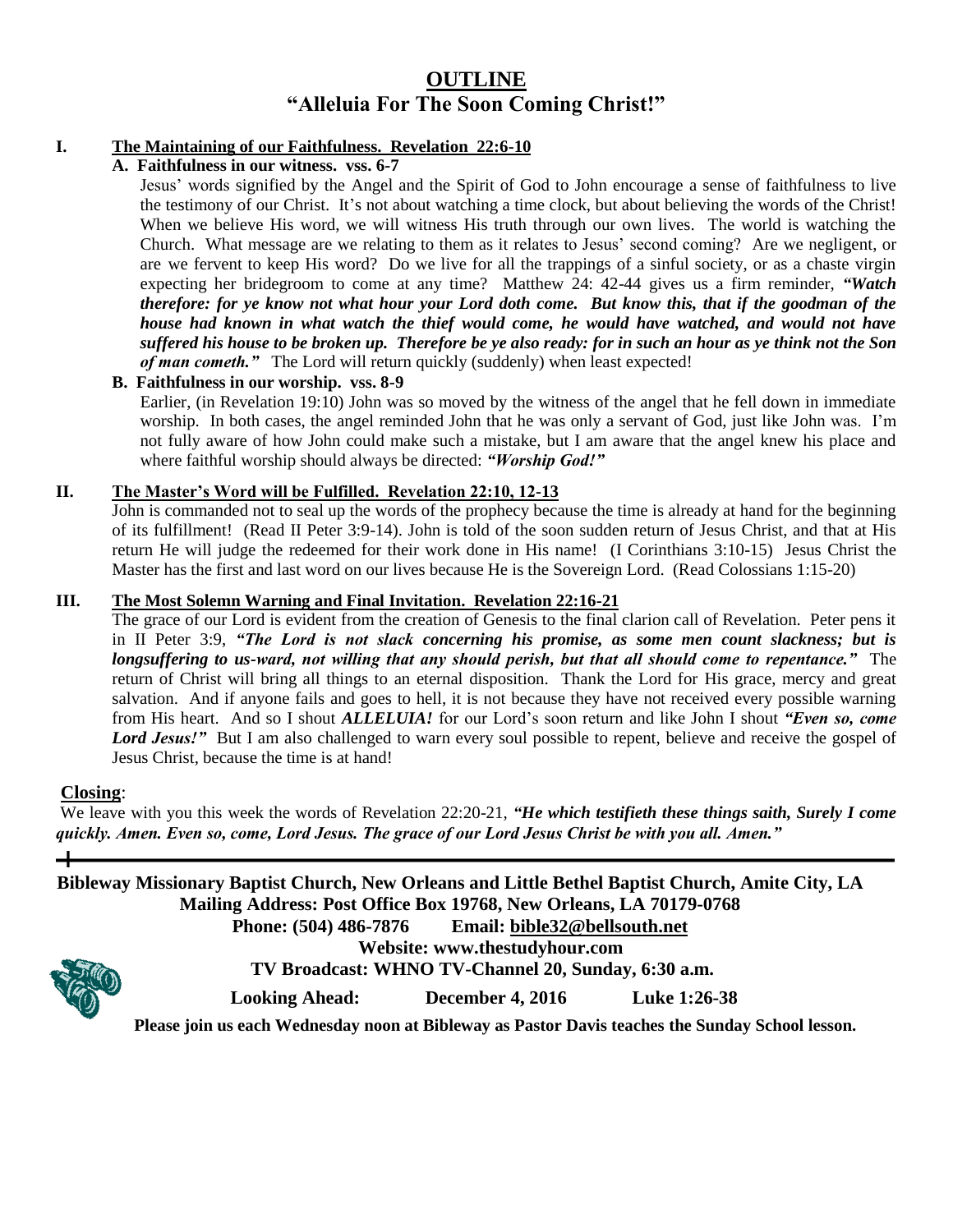# OUTLINE
# "Alleluia For The Soon Coming Christ!"

## I. The Maintaining of our Faithfulness. Revelation 22:6-10

### A. Faithfulness in our witness. vss. 6-7

Jesus' words signified by the Angel and the Spirit of God to John encourage a sense of faithfulness to live the testimony of our Christ. It's not about watching a time clock, but about believing the words of the Christ! When we believe His word, we will witness His truth through our own lives. The world is watching the Church. What message are we relating to them as it relates to Jesus' second coming? Are we negligent, or are we fervent to keep His word? Do we live for all the trappings of a sinful society, or as a chaste virgin expecting her bridegroom to come at any time? Matthew 24: 42-44 gives us a firm reminder, ***"Watch therefore: for ye know not what hour your Lord doth come. But know this, that if the goodman of the house had known in what watch the thief would come, he would have watched, and would not have suffered his house to be broken up. Therefore be ye also ready: for in such an hour as ye think not the Son of man cometh."*** The Lord will return quickly (suddenly) when least expected!

### B. Faithfulness in our worship. vss. 8-9

Earlier, (in Revelation 19:10) John was so moved by the witness of the angel that he fell down in immediate worship. In both cases, the angel reminded John that he was only a servant of God, just like John was. I'm not fully aware of how John could make such a mistake, but I am aware that the angel knew his place and where faithful worship should always be directed: ***"Worship God!"***

## II. The Master's Word will be Fulfilled. Revelation 22:10, 12-13

John is commanded not to seal up the words of the prophecy because the time is already at hand for the beginning of its fulfillment! (Read II Peter 3:9-14). John is told of the soon sudden return of Jesus Christ, and that at His return He will judge the redeemed for their work done in His name! (I Corinthians 3:10-15) Jesus Christ the Master has the first and last word on our lives because He is the Sovereign Lord. (Read Colossians 1:15-20)

## III. The Most Solemn Warning and Final Invitation. Revelation 22:16-21

The grace of our Lord is evident from the creation of Genesis to the final clarion call of Revelation. Peter pens it in II Peter 3:9, ***"The Lord is not slack concerning his promise, as some men count slackness; but is longsuffering to us-ward, not willing that any should perish, but that all should come to repentance."*** The return of Christ will bring all things to an eternal disposition. Thank the Lord for His grace, mercy and great salvation. And if anyone fails and goes to hell, it is not because they have not received every possible warning from His heart. And so I shout ***ALLELUIA!*** for our Lord's soon return and like John I shout ***"Even so, come Lord Jesus!"*** But I am also challenged to warn every soul possible to repent, believe and receive the gospel of Jesus Christ, because the time is at hand!

**Closing**:

We leave with you this week the words of Revelation 22:20-21, ***"He which testifieth these things saith, Surely I come quickly. Amen. Even so, come, Lord Jesus. The grace of our Lord Jesus Christ be with you all. Amen."***

---

**Bibleway Missionary Baptist Church, New Orleans and Little Bethel Baptist Church, Amite City, LA**
**Mailing Address: Post Office Box 19768, New Orleans, LA 70179-0768**
**Phone: (504) 486-7876 Email: bible32@bellsouth.net**
**Website: www.thestudyhour.com**
**TV Broadcast: WHNO TV-Channel 20, Sunday, 6:30 a.m.**

**Looking Ahead: December 4, 2016 Luke 1:26-38**

**Please join us each Wednesday noon at Bibleway as Pastor Davis teaches the Sunday School lesson.**